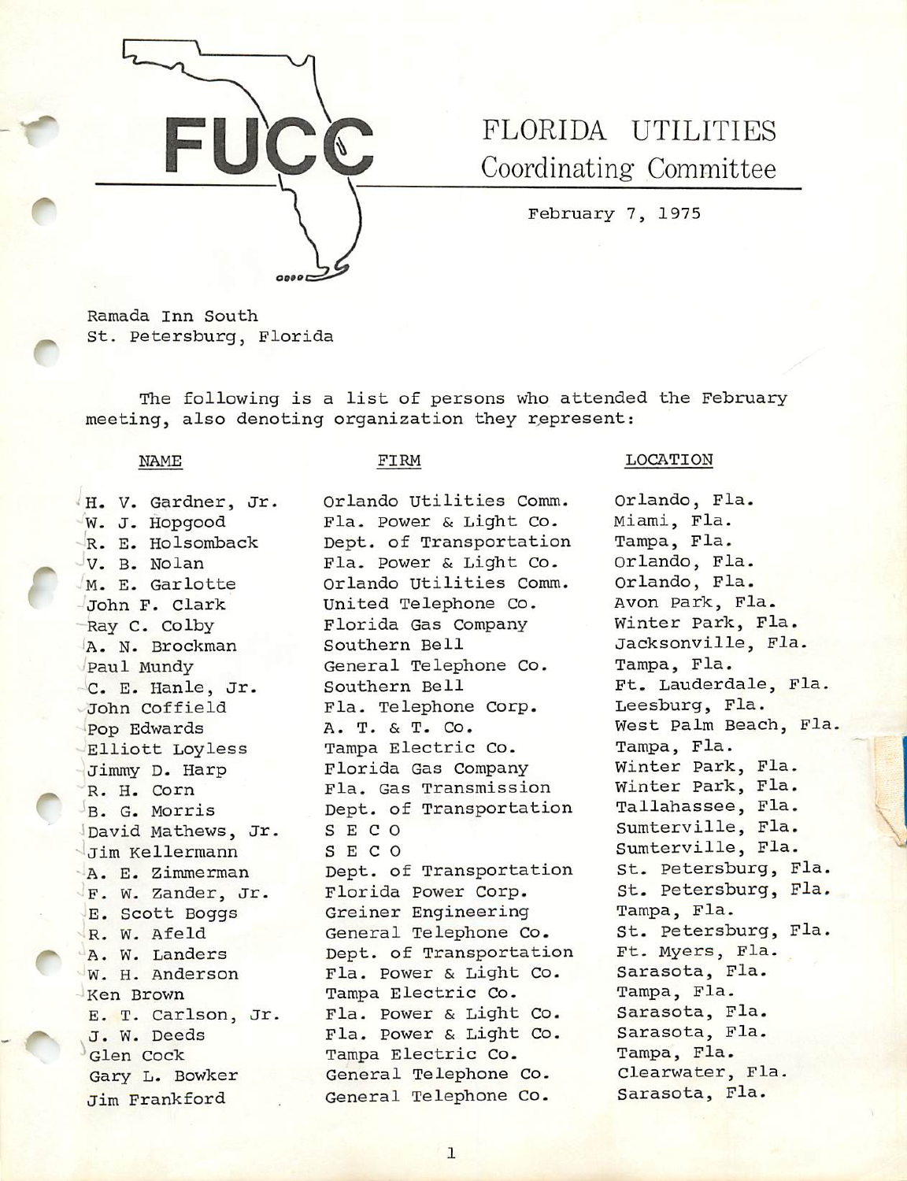# FLORIDA UTILITIES Coordinating Committee

FUCC

February 7, 1975

Ramada Inn South
St. Petersburg, Florida

The following is a list of persons who attended the February meeting, also denoting organization they represent:

| NAME | FIRM | LOCATION |
|---|---|---|
| H. V. Gardner, Jr. | Orlando Utilities Comm. | Orlando, Fla. |
| W. J. Hopgood | Fla. Power & Light Co. | Miami, Fla. |
| R. E. Holsomback | Dept. of Transportation | Tampa, Fla. |
| V. B. Nolan | Fla. Power & Light Co. | Orlando, Fla. |
| M. E. Garlotte | Orlando Utilities Comm. | Orlando, Fla. |
| John F. Clark | United Telephone Co. | Avon Park, Fla. |
| Ray C. Colby | Florida Gas Company | Winter Park, Fla. |
| A. N. Brockman | Southern Bell | Jacksonville, Fla. |
| Paul Mundy | General Telephone Co. | Tampa, Fla. |
| C. E. Hanle, Jr. | Southern Bell | Ft. Lauderdale, Fla. |
| John Coffield | Fla. Telephone Corp. | Leesburg, Fla. |
| Pop Edwards | A. T. & T. Co. | West Palm Beach, Fla. |
| Elliott Loyless | Tampa Electric Co. | Tampa, Fla. |
| Jimmy D. Harp | Florida Gas Company | Winter Park, Fla. |
| R. H. Corn | Fla. Gas Transmission | Winter Park, Fla. |
| B. G. Morris | Dept. of Transportation | Tallahassee, Fla. |
| David Mathews, Jr. | S E C O | Sumterville, Fla. |
| Jim Kellermann | S E C O | Sumterville, Fla. |
| A. E. Zimmerman | Dept. of Transportation | St. Petersburg, Fla. |
| F. W. Zander, Jr. | Florida Power Corp. | St. Petersburg, Fla. |
| E. Scott Boggs | Greiner Engineering | Tampa, Fla. |
| R. W. Afeld | General Telephone Co. | St. Petersburg, Fla. |
| A. W. Landers | Dept. of Transportation | Ft. Myers, Fla. |
| W. H. Anderson | Fla. Power & Light Co. | Sarasota, Fla. |
| Ken Brown | Tampa Electric Co. | Tampa, Fla. |
| E. T. Carlson, Jr. | Fla. Power & Light Co. | Sarasota, Fla. |
| J. W. Deeds | Fla. Power & Light Co. | Sarasota, Fla. |
| Glen Cock | Tampa Electric Co. | Tampa, Fla. |
| Gary L. Bowker | General Telephone Co. | Clearwater, Fla. |
| Jim Frankford | General Telephone Co. | Sarasota, Fla. |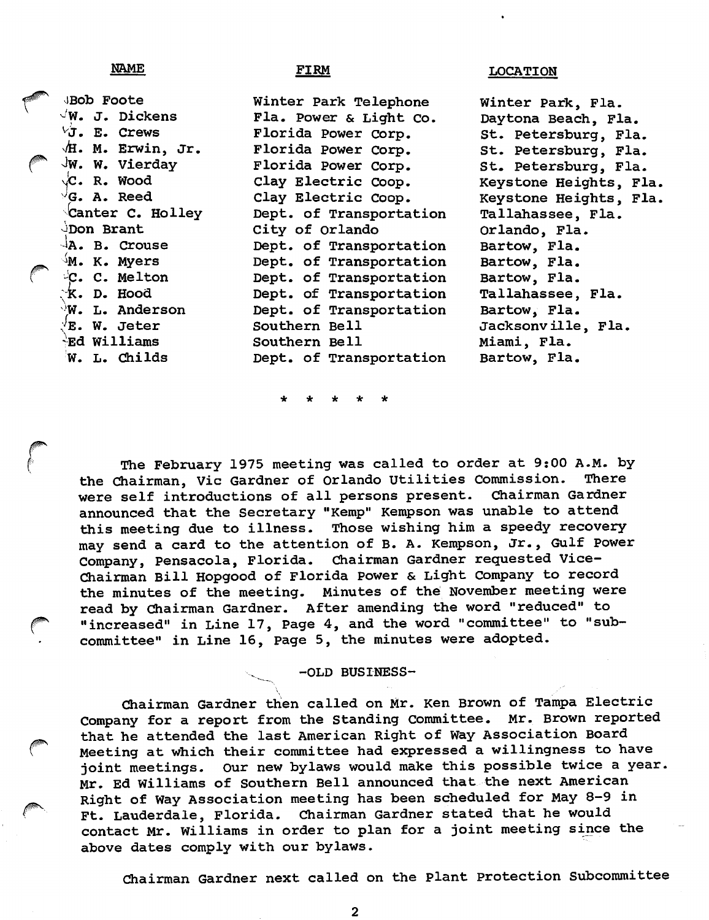| NAME | FIRM | LOCATION |
|---|---|---|
| Bob Foote | Winter Park Telephone | Winter Park, Fla. |
| W. J. Dickens | Fla. Power & Light Co. | Daytona Beach, Fla. |
| J. E. Crews | Florida Power Corp. | St. Petersburg, Fla. |
| H. M. Erwin, Jr. | Florida Power Corp. | St. Petersburg, Fla. |
| W. W. Vierday | Florida Power Corp. | St. Petersburg, Fla. |
| C. R. Wood | Clay Electric Coop. | Keystone Heights, Fla. |
| G. A. Reed | Clay Electric Coop. | Keystone Heights, Fla. |
| Canter C. Holley | Dept. of Transportation | Tallahassee, Fla. |
| Don Brant | City of Orlando | Orlando, Fla. |
| A. B. Crouse | Dept. of Transportation | Bartow, Fla. |
| M. K. Myers | Dept. of Transportation | Bartow, Fla. |
| C. C. Melton | Dept. of Transportation | Bartow, Fla. |
| K. D. Hood | Dept. of Transportation | Tallahassee, Fla. |
| W. L. Anderson | Dept. of Transportation | Bartow, Fla. |
| E. W. Jeter | Southern Bell | Jacksonville, Fla. |
| Ed Williams | Southern Bell | Miami, Fla. |
| W. L. Childs | Dept. of Transportation | Bartow, Fla. |

\* \* \* \* \*

The February 1975 meeting was called to order at 9:00 A.M. by the Chairman, Vic Gardner of Orlando Utilities Commission. There were self introductions of all persons present. Chairman Gardner announced that the Secretary "Kemp" Kempson was unable to attend this meeting due to illness. Those wishing him a speedy recovery may send a card to the attention of B. A. Kempson, Jr., Gulf Power Company, Pensacola, Florida. Chairman Gardner requested Vice-Chairman Bill Hopgood of Florida Power & Light Company to record the minutes of the meeting. Minutes of the November meeting were read by Chairman Gardner. After amending the word "reduced" to "increased" in Line 17, Page 4, and the word "committee" to "sub-committee" in Line 16, Page 5, the minutes were adopted.

## -OLD BUSINESS-

Chairman Gardner then called on Mr. Ken Brown of Tampa Electric Company for a report from the Standing Committee. Mr. Brown reported that he attended the last American Right of Way Association Board Meeting at which their committee had expressed a willingness to have joint meetings. Our new bylaws would make this possible twice a year. Mr. Ed Williams of Southern Bell announced that the next American Right of Way Association meeting has been scheduled for May 8-9 in Ft. Lauderdale, Florida. Chairman Gardner stated that he would contact Mr. Williams in order to plan for a joint meeting since the above dates comply with our bylaws.

Chairman Gardner next called on the Plant Protection Subcommittee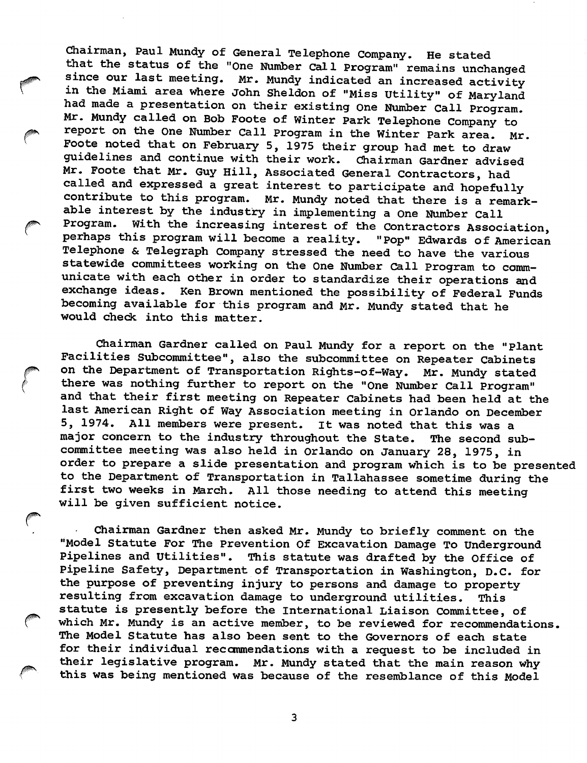Chairman, Paul Mundy of General Telephone Company. He stated that the status of the "One Number Call Program" remains unchanged since our last meeting. Mr. Mundy indicated an increased activity in the Miami area where John Sheldon of "Miss Utility" of Maryland had made a presentation on their existing One Number Call Program. Mr. Mundy called on Bob Foote of Winter Park Telephone Company to report on the One Number Call Program in the Winter Park area. Mr. Foote noted that on February 5, 1975 their group had met to draw guidelines and continue with their work. Chairman Gardner advised Mr. Foote that Mr. Guy Hill, Associated General Contractors, had called and expressed a great interest to participate and hopefully contribute to this program. Mr. Mundy noted that there is a remarkable interest by the industry in implementing a One Number Call Program. With the increasing interest of the Contractors Association, perhaps this program will become a reality. "Pop" Edwards of American Telephone & Telegraph Company stressed the need to have the various statewide committees working on the One Number Call Program to communicate with each other in order to standardize their operations and exchange ideas. Ken Brown mentioned the possibility of Federal Funds becoming available for this program and Mr. Mundy stated that he would check into this matter.

Chairman Gardner called on Paul Mundy for a report on the "Plant Facilities Subcommittee", also the subcommittee on Repeater Cabinets on the Department of Transportation Rights-of-Way. Mr. Mundy stated there was nothing further to report on the "One Number Call Program" and that their first meeting on Repeater Cabinets had been held at the last American Right of Way Association meeting in Orlando on December 5, 1974. All members were present. It was noted that this was a major concern to the industry throughout the State. The second subcommittee meeting was also held in Orlando on January 28, 1975, in order to prepare a slide presentation and program which is to be presented to the Department of Transportation in Tallahassee sometime during the first two weeks in March. All those needing to attend this meeting will be given sufficient notice.

Chairman Gardner then asked Mr. Mundy to briefly comment on the "Model Statute For The Prevention Of Excavation Damage To Underground Pipelines and Utilities". This statute was drafted by the Office of Pipeline Safety, Department of Transportation in Washington, D.C. for the purpose of preventing injury to persons and damage to property resulting from excavation damage to underground utilities. This statute is presently before the International Liaison Committee, of which Mr. Mundy is an active member, to be reviewed for recommendations. The Model Statute has also been sent to the Governors of each state for their individual recommendations with a request to be included in their legislative program. Mr. Mundy stated that the main reason why this was being mentioned was because of the resemblance of this Model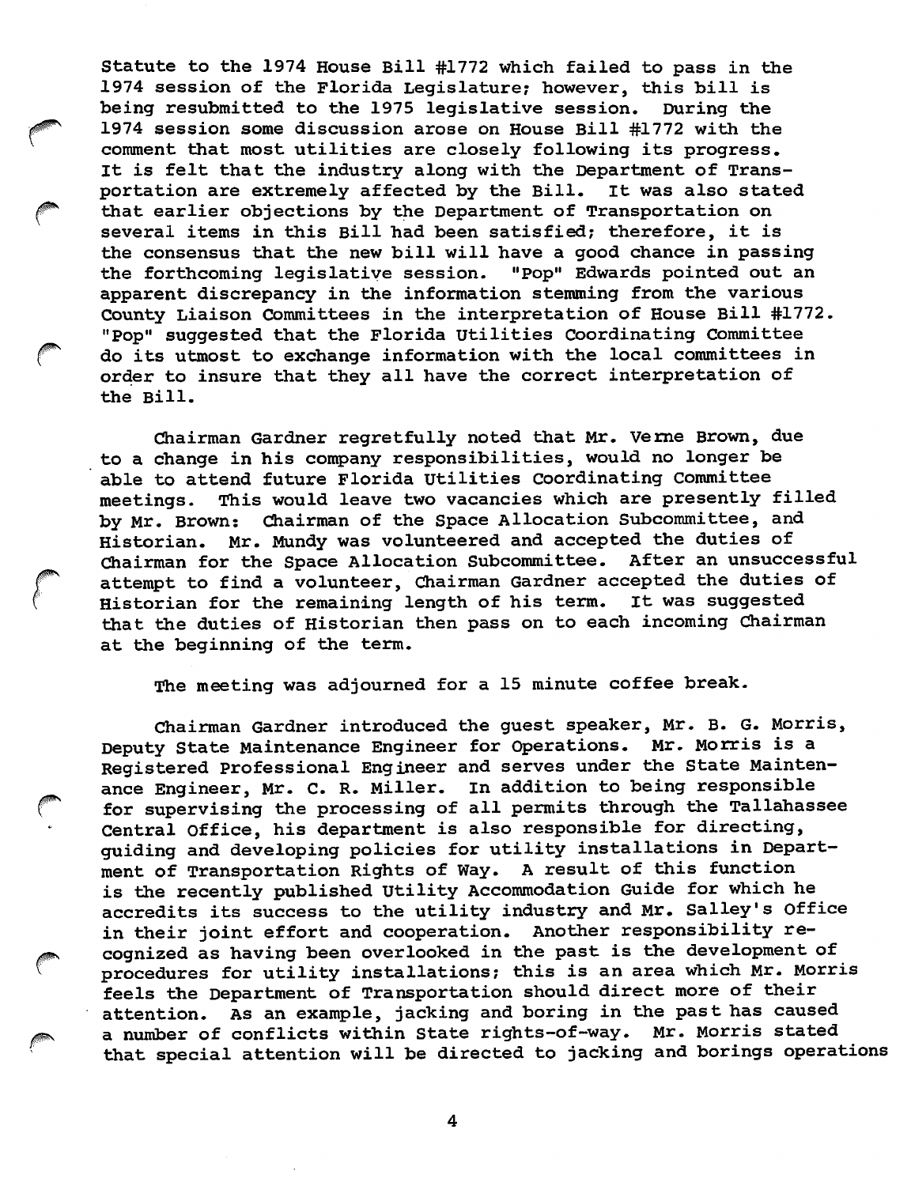Statute to the 1974 House Bill #1772 which failed to pass in the 1974 session of the Florida Legislature; however, this bill is being resubmitted to the 1975 legislative session. During the 1974 session some discussion arose on House Bill #1772 with the comment that most utilities are closely following its progress. It is felt that the industry along with the Department of Transportation are extremely affected by the Bill. It was also stated that earlier objections by the Department of Transportation on several items in this Bill had been satisfied; therefore, it is the consensus that the new bill will have a good chance in passing the forthcoming legislative session. "Pop" Edwards pointed out an apparent discrepancy in the information stemming from the various County Liaison Committees in the interpretation of House Bill #1772. "Pop" suggested that the Florida Utilities Coordinating Committee do its utmost to exchange information with the local committees in order to insure that they all have the correct interpretation of the Bill.

Chairman Gardner regretfully noted that Mr. Verne Brown, due to a change in his company responsibilities, would no longer be able to attend future Florida Utilities Coordinating Committee meetings. This would leave two vacancies which are presently filled by Mr. Brown: Chairman of the Space Allocation Subcommittee, and Historian. Mr. Mundy was volunteered and accepted the duties of Chairman for the Space Allocation Subcommittee. After an unsuccessful attempt to find a volunteer, Chairman Gardner accepted the duties of Historian for the remaining length of his term. It was suggested that the duties of Historian then pass on to each incoming Chairman at the beginning of the term.

The meeting was adjourned for a 15 minute coffee break.

Chairman Gardner introduced the guest speaker, Mr. B. G. Morris, Deputy State Maintenance Engineer for Operations. Mr. Morris is a Registered Professional Engineer and serves under the State Maintenance Engineer, Mr. C. R. Miller. In addition to being responsible for supervising the processing of all permits through the Tallahassee Central Office, his department is also responsible for directing, guiding and developing policies for utility installations in Department of Transportation Rights of Way. A result of this function is the recently published Utility Accommodation Guide for which he accredits its success to the utility industry and Mr. Salley's office in their joint effort and cooperation. Another responsibility recognized as having been overlooked in the past is the development of procedures for utility installations; this is an area which Mr. Morris feels the Department of Transportation should direct more of their attention. As an example, jacking and boring in the past has caused a number of conflicts within State rights-of-way. Mr. Morris stated that special attention will be directed to jacking and borings operations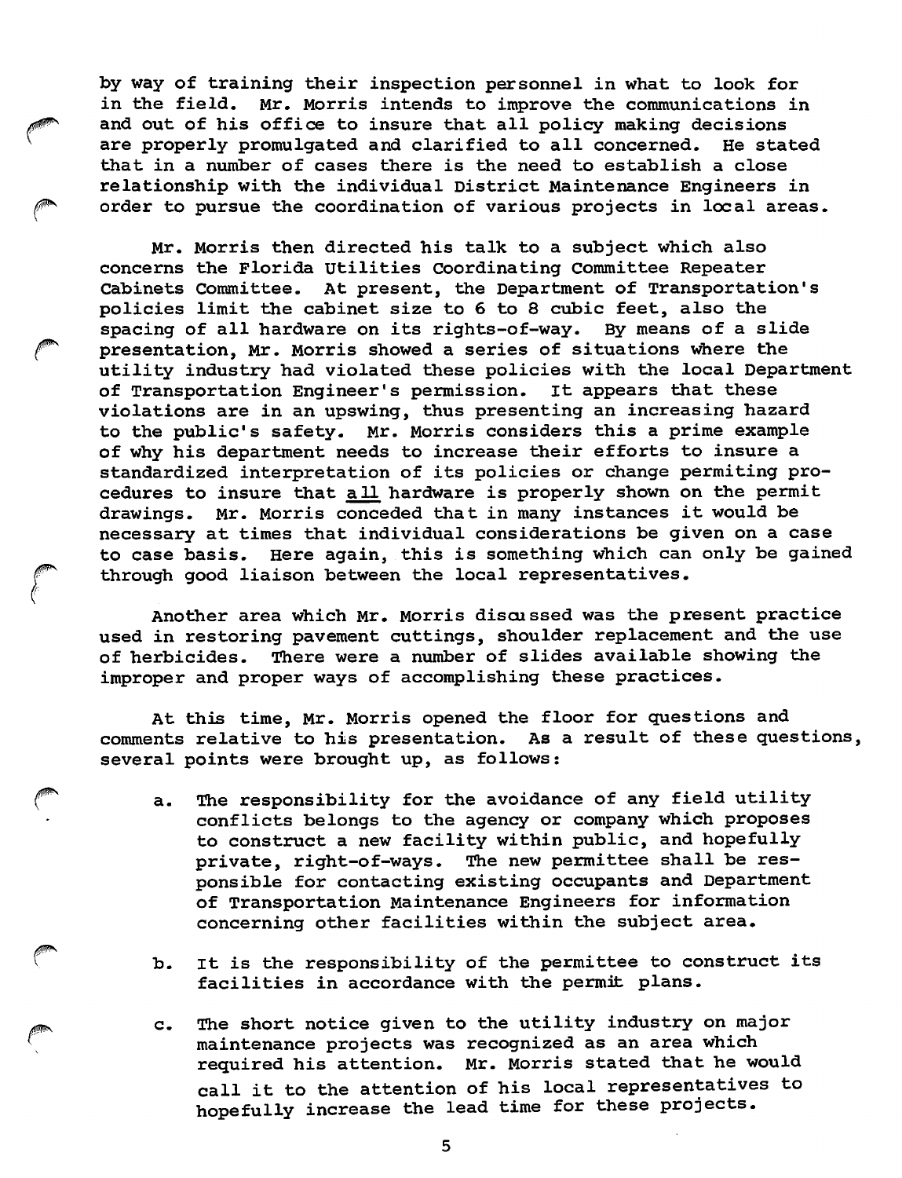by way of training their inspection personnel in what to look for in the field. Mr. Morris intends to improve the communications in and out of his office to insure that all policy making decisions are properly promulgated and clarified to all concerned. He stated that in a number of cases there is the need to establish a close relationship with the individual District Maintenance Engineers in order to pursue the coordination of various projects in local areas.

Mr. Morris then directed his talk to a subject which also concerns the Florida Utilities Coordinating Committee Repeater Cabinets Committee. At present, the Department of Transportation's policies limit the cabinet size to 6 to 8 cubic feet, also the spacing of all hardware on its rights-of-way. By means of a slide presentation, Mr. Morris showed a series of situations where the utility industry had violated these policies with the local Department of Transportation Engineer's permission. It appears that these violations are in an upswing, thus presenting an increasing hazard to the public's safety. Mr. Morris considers this a prime example of why his department needs to increase their efforts to insure a standardized interpretation of its policies or change permiting procedures to insure that <u>all</u> hardware is properly shown on the permit drawings. Mr. Morris conceded that in many instances it would be necessary at times that individual considerations be given on a case to case basis. Here again, this is something which can only be gained through good liaison between the local representatives.

Another area which Mr. Morris discussed was the present practice used in restoring pavement cuttings, shoulder replacement and the use of herbicides. There were a number of slides available showing the improper and proper ways of accomplishing these practices.

At this time, Mr. Morris opened the floor for questions and comments relative to his presentation. As a result of these questions, several points were brought up, as follows:

a. The responsibility for the avoidance of any field utility conflicts belongs to the agency or company which proposes to construct a new facility within public, and hopefully private, right-of-ways. The new permittee shall be responsible for contacting existing occupants and Department of Transportation Maintenance Engineers for information concerning other facilities within the subject area.

b. It is the responsibility of the permittee to construct its facilities in accordance with the permit plans.

c. The short notice given to the utility industry on major maintenance projects was recognized as an area which required his attention. Mr. Morris stated that he would call it to the attention of his local representatives to hopefully increase the lead time for these projects.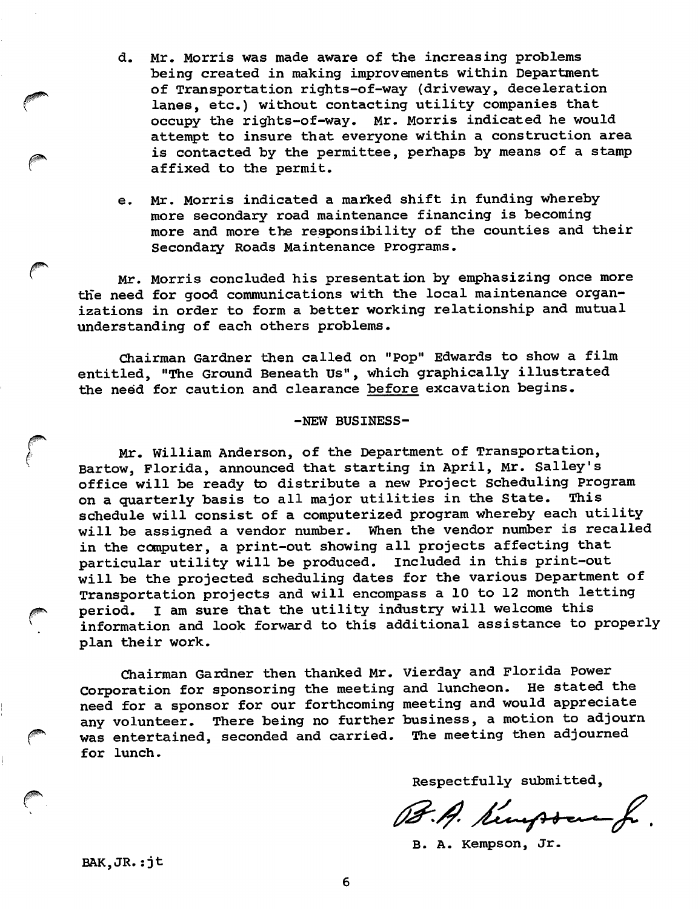d. Mr. Morris was made aware of the increasing problems being created in making improvements within Department of Transportation rights-of-way (driveway, deceleration lanes, etc.) without contacting utility companies that occupy the rights-of-way. Mr. Morris indicated he would attempt to insure that everyone within a construction area is contacted by the permittee, perhaps by means of a stamp affixed to the permit.

e. Mr. Morris indicated a marked shift in funding whereby more secondary road maintenance financing is becoming more and more the responsibility of the counties and their Secondary Roads Maintenance Programs.

Mr. Morris concluded his presentation by emphasizing once more the need for good communications with the local maintenance organizations in order to form a better working relationship and mutual understanding of each others problems.

Chairman Gardner then called on "Pop" Edwards to show a film entitled, "The Ground Beneath Us", which graphically illustrated the need for caution and clearance before excavation begins.

-NEW BUSINESS-

Mr. William Anderson, of the Department of Transportation, Bartow, Florida, announced that starting in April, Mr. Salley's office will be ready to distribute a new Project Scheduling Program on a quarterly basis to all major utilities in the State. This schedule will consist of a computerized program whereby each utility will be assigned a vendor number. When the vendor number is recalled in the computer, a print-out showing all projects affecting that particular utility will be produced. Included in this print-out will be the projected scheduling dates for the various Department of Transportation projects and will encompass a 10 to 12 month letting period. I am sure that the utility industry will welcome this information and look forward to this additional assistance to properly plan their work.

Chairman Gardner then thanked Mr. Vierday and Florida Power Corporation for sponsoring the meeting and luncheon. He stated the need for a sponsor for our forthcoming meeting and would appreciate any volunteer. There being no further business, a motion to adjourn was entertained, seconded and carried. The meeting then adjourned for lunch.

Respectfully submitted,

B. A. Kempson Jr.

B. A. Kempson, Jr.

BAK,JR.:jt